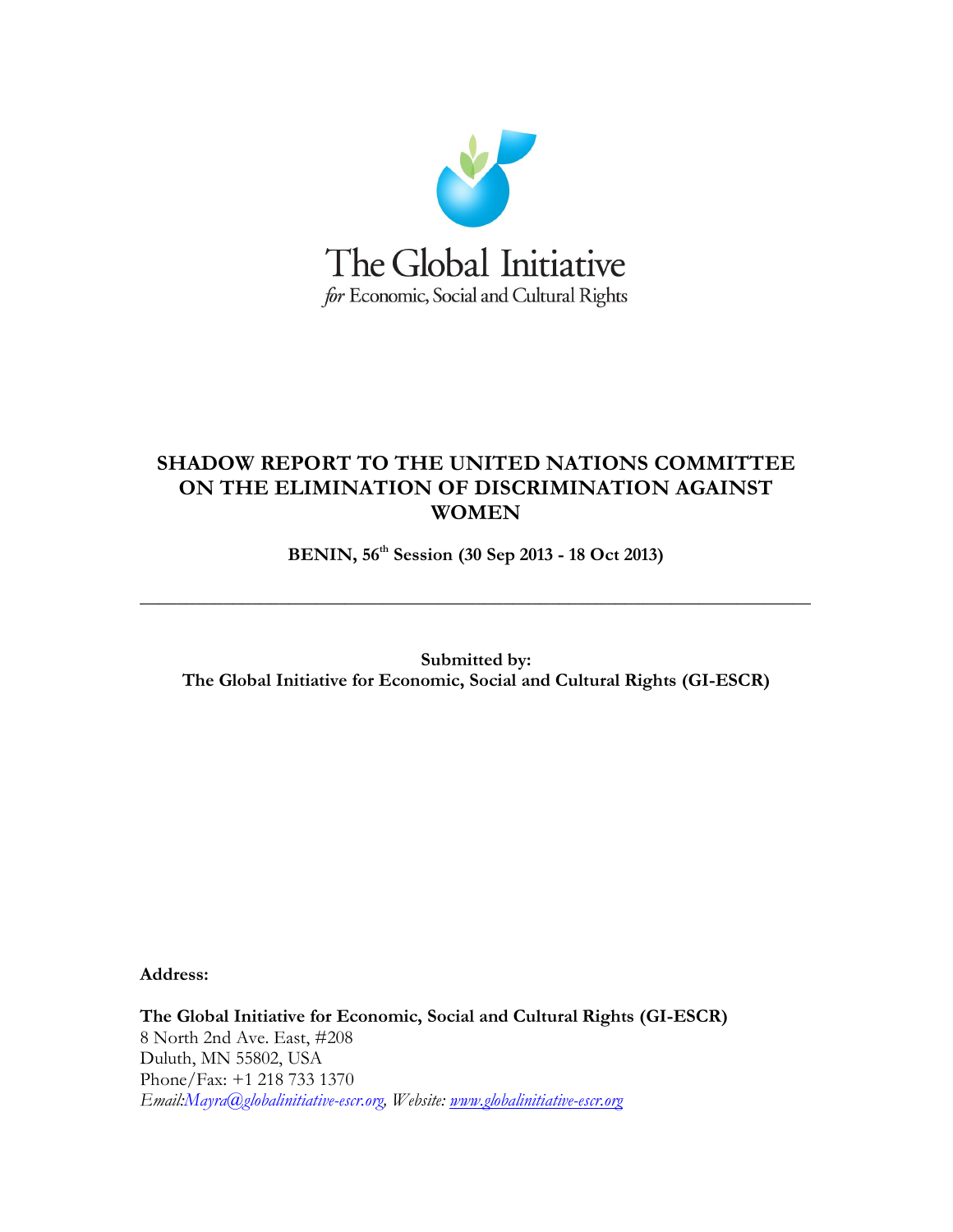The Global Initiative
*for* Economic, Social and Cultural Rights

# SHADOW REPORT TO THE UNITED NATIONS COMMITTEE ON THE ELIMINATION OF DISCRIMINATION AGAINST WOMEN

**BENIN, 56th Session (30 Sep 2013 - 18 Oct 2013)**

---

**Submitted by:**
**The Global Initiative for Economic, Social and Cultural Rights (GI-ESCR)**

**Address:**

**The Global Initiative for Economic, Social and Cultural Rights (GI-ESCR)**
8 North 2nd Ave. East, #208
Duluth, MN 55802, USA
Phone/Fax: +1 218 733 1370
*Email:Mayra@globalinitiative-escr.org, Website: www.globalinitiative-escr.org*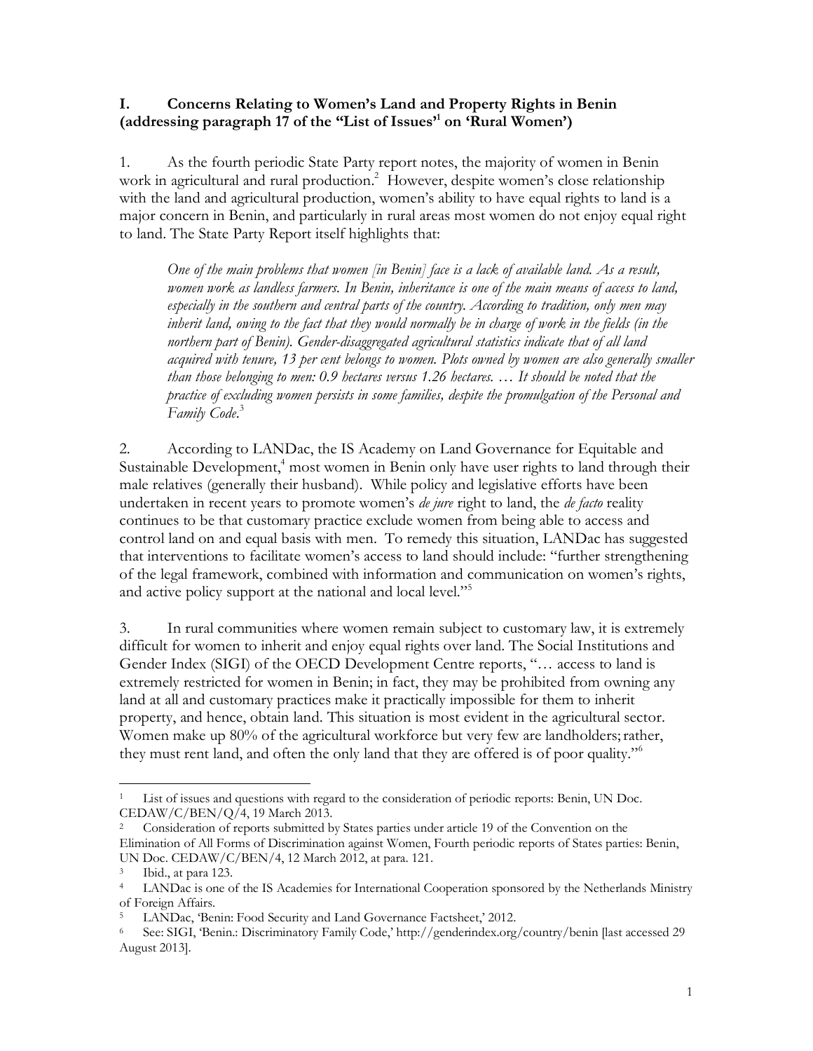## I. Concerns Relating to Women's Land and Property Rights in Benin (addressing paragraph 17 of the "List of Issues"[1] on 'Rural Women')

1. As the fourth periodic State Party report notes, the majority of women in Benin work in agricultural and rural production.[2] However, despite women's close relationship with the land and agricultural production, women's ability to have equal rights to land is a major concern in Benin, and particularly in rural areas most women do not enjoy equal right to land. The State Party Report itself highlights that:

> *One of the main problems that women [in Benin] face is a lack of available land. As a result, women work as landless farmers. In Benin, inheritance is one of the main means of access to land, especially in the southern and central parts of the country. According to tradition, only men may inherit land, owing to the fact that they would normally be in charge of work in the fields (in the northern part of Benin). Gender-disaggregated agricultural statistics indicate that of all land acquired with tenure, 13 per cent belongs to women. Plots owned by women are also generally smaller than those belonging to men: 0.9 hectares versus 1.26 hectares. … It should be noted that the practice of excluding women persists in some families, despite the promulgation of the Personal and Family Code.*[3]

2. According to LANDac, the IS Academy on Land Governance for Equitable and Sustainable Development,[4] most women in Benin only have user rights to land through their male relatives (generally their husband). While policy and legislative efforts have been undertaken in recent years to promote women's *de jure* right to land, the *de facto* reality continues to be that customary practice exclude women from being able to access and control land on and equal basis with men. To remedy this situation, LANDac has suggested that interventions to facilitate women's access to land should include: "further strengthening of the legal framework, combined with information and communication on women's rights, and active policy support at the national and local level."[5]

3. In rural communities where women remain subject to customary law, it is extremely difficult for women to inherit and enjoy equal rights over land. The Social Institutions and Gender Index (SIGI) of the OECD Development Centre reports, "… access to land is extremely restricted for women in Benin; in fact, they may be prohibited from owning any land at all and customary practices make it practically impossible for them to inherit property, and hence, obtain land. This situation is most evident in the agricultural sector. Women make up 80% of the agricultural workforce but very few are landholders; rather, they must rent land, and often the only land that they are offered is of poor quality."[6]

---

[1] List of issues and questions with regard to the consideration of periodic reports: Benin, UN Doc. CEDAW/C/BEN/Q/4, 19 March 2013.

[2] Consideration of reports submitted by States parties under article 19 of the Convention on the Elimination of All Forms of Discrimination against Women, Fourth periodic reports of States parties: Benin, UN Doc. CEDAW/C/BEN/4, 12 March 2012, at para. 121.

[3] Ibid., at para 123.

[4] LANDac is one of the IS Academies for International Cooperation sponsored by the Netherlands Ministry of Foreign Affairs.

[5] LANDac, 'Benin: Food Security and Land Governance Factsheet,' 2012.

[6] See: SIGI, 'Benin.: Discriminatory Family Code,' http://genderindex.org/country/benin [last accessed 29 August 2013].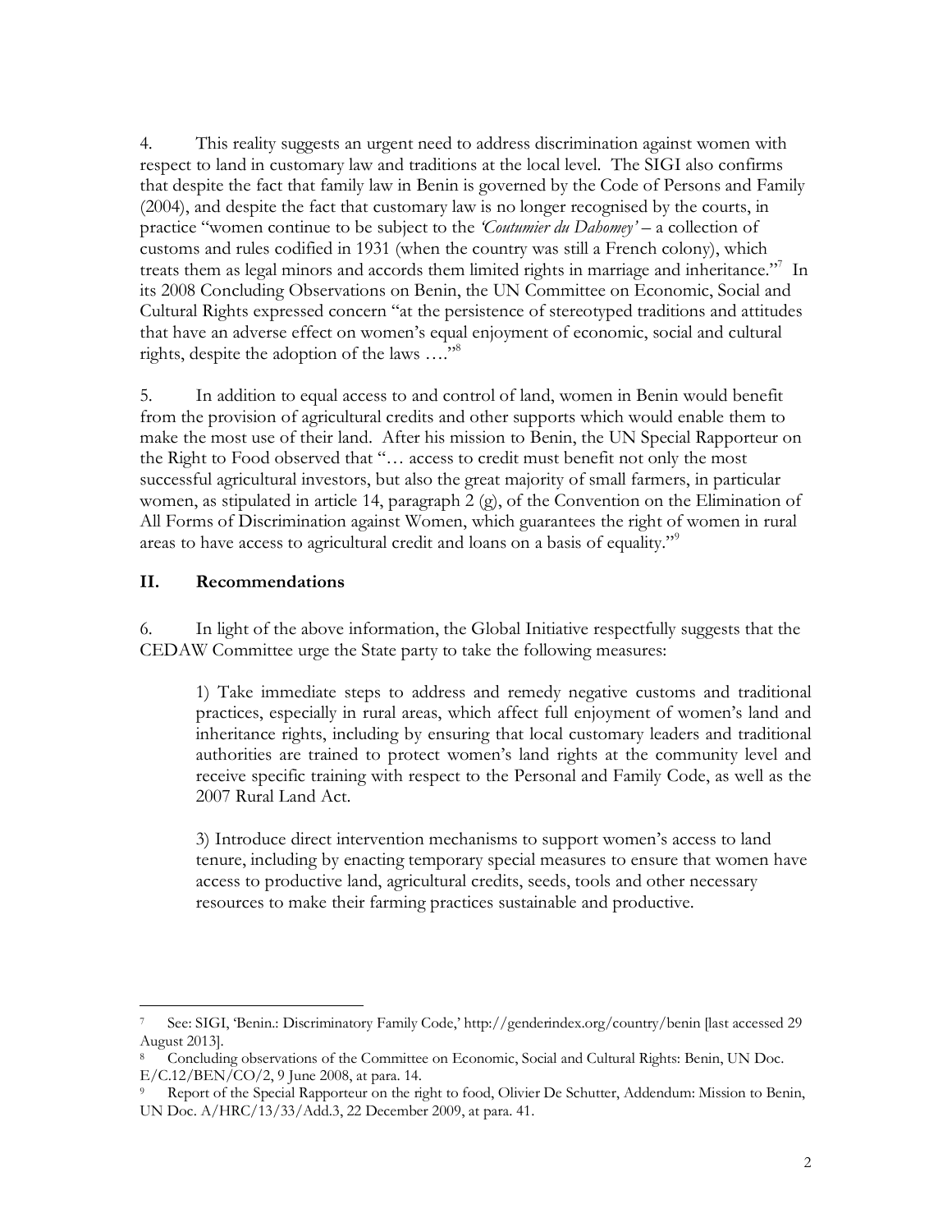4. This reality suggests an urgent need to address discrimination against women with respect to land in customary law and traditions at the local level. The SIGI also confirms that despite the fact that family law in Benin is governed by the Code of Persons and Family (2004), and despite the fact that customary law is no longer recognised by the courts, in practice "women continue to be subject to the *'Coutumier du Dahomey'* – a collection of customs and rules codified in 1931 (when the country was still a French colony), which treats them as legal minors and accords them limited rights in marriage and inheritance."[7] In its 2008 Concluding Observations on Benin, the UN Committee on Economic, Social and Cultural Rights expressed concern "at the persistence of stereotyped traditions and attitudes that have an adverse effect on women's equal enjoyment of economic, social and cultural rights, despite the adoption of the laws …."[8]

5. In addition to equal access to and control of land, women in Benin would benefit from the provision of agricultural credits and other supports which would enable them to make the most use of their land. After his mission to Benin, the UN Special Rapporteur on the Right to Food observed that "… access to credit must benefit not only the most successful agricultural investors, but also the great majority of small farmers, in particular women, as stipulated in article 14, paragraph 2 (g), of the Convention on the Elimination of All Forms of Discrimination against Women, which guarantees the right of women in rural areas to have access to agricultural credit and loans on a basis of equality."[9]

## II. Recommendations

6. In light of the above information, the Global Initiative respectfully suggests that the CEDAW Committee urge the State party to take the following measures:

> 1) Take immediate steps to address and remedy negative customs and traditional practices, especially in rural areas, which affect full enjoyment of women's land and inheritance rights, including by ensuring that local customary leaders and traditional authorities are trained to protect women's land rights at the community level and receive specific training with respect to the Personal and Family Code, as well as the 2007 Rural Land Act.
>
> 3) Introduce direct intervention mechanisms to support women's access to land tenure, including by enacting temporary special measures to ensure that women have access to productive land, agricultural credits, seeds, tools and other necessary resources to make their farming practices sustainable and productive.

---

[7] See: SIGI, 'Benin.: Discriminatory Family Code,' http://genderindex.org/country/benin [last accessed 29 August 2013].

[8] Concluding observations of the Committee on Economic, Social and Cultural Rights: Benin, UN Doc. E/C.12/BEN/CO/2, 9 June 2008, at para. 14.

[9] Report of the Special Rapporteur on the right to food, Olivier De Schutter, Addendum: Mission to Benin, UN Doc. A/HRC/13/33/Add.3, 22 December 2009, at para. 41.